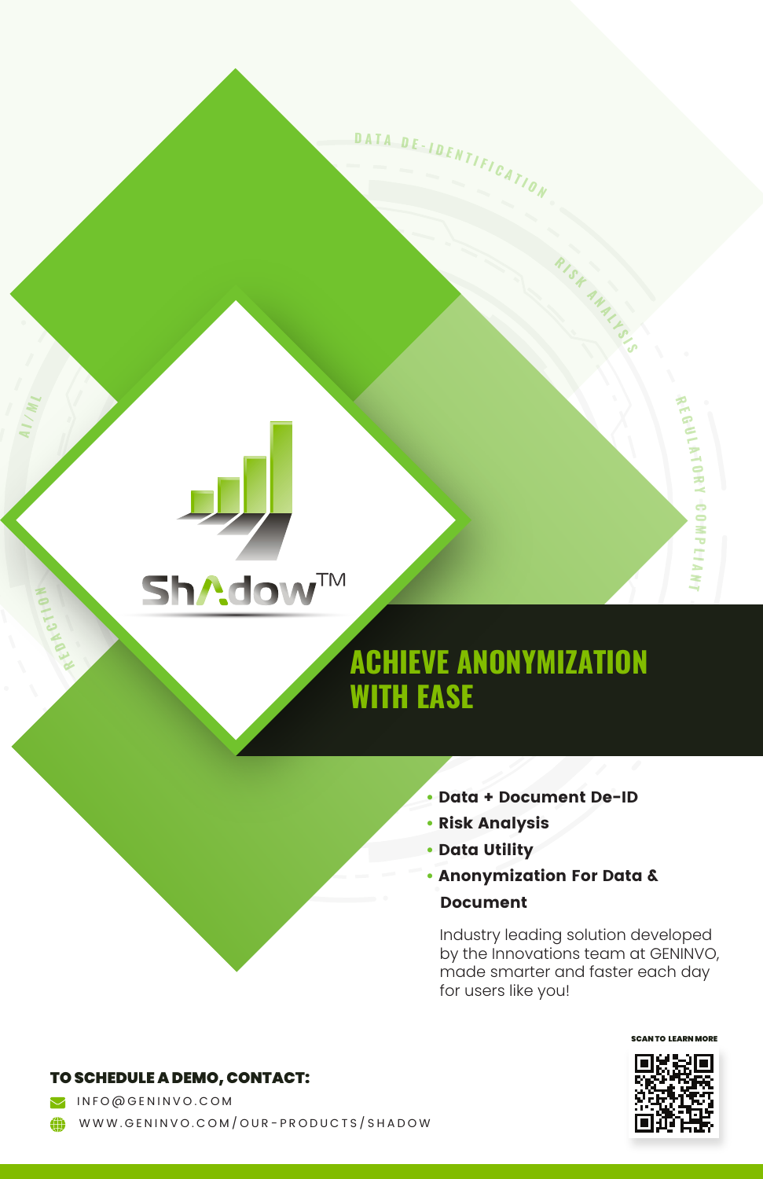ShAdow™

DATA DE-IDENTIFICATION

RISK ANALYSIS

REGULATORY COMPLIANT

AI/ML

REDACTION

# ACHIEVE ANONYMIZATION WITH EASE

- **Data + Document De-ID**
- **Risk Analysis**
- **Data Utility**
- **Anonymization For Data & Document**

Industry leading solution developed by the Innovations team at GENINVO, made smarter and faster each day for users like you!

**TO SCHEDULE A DEMO, CONTACT:**

INFO@GENINVO.COM

WWW.GENINVO.COM/OUR-PRODUCTS/SHADOW

SCAN TO LEARN MORE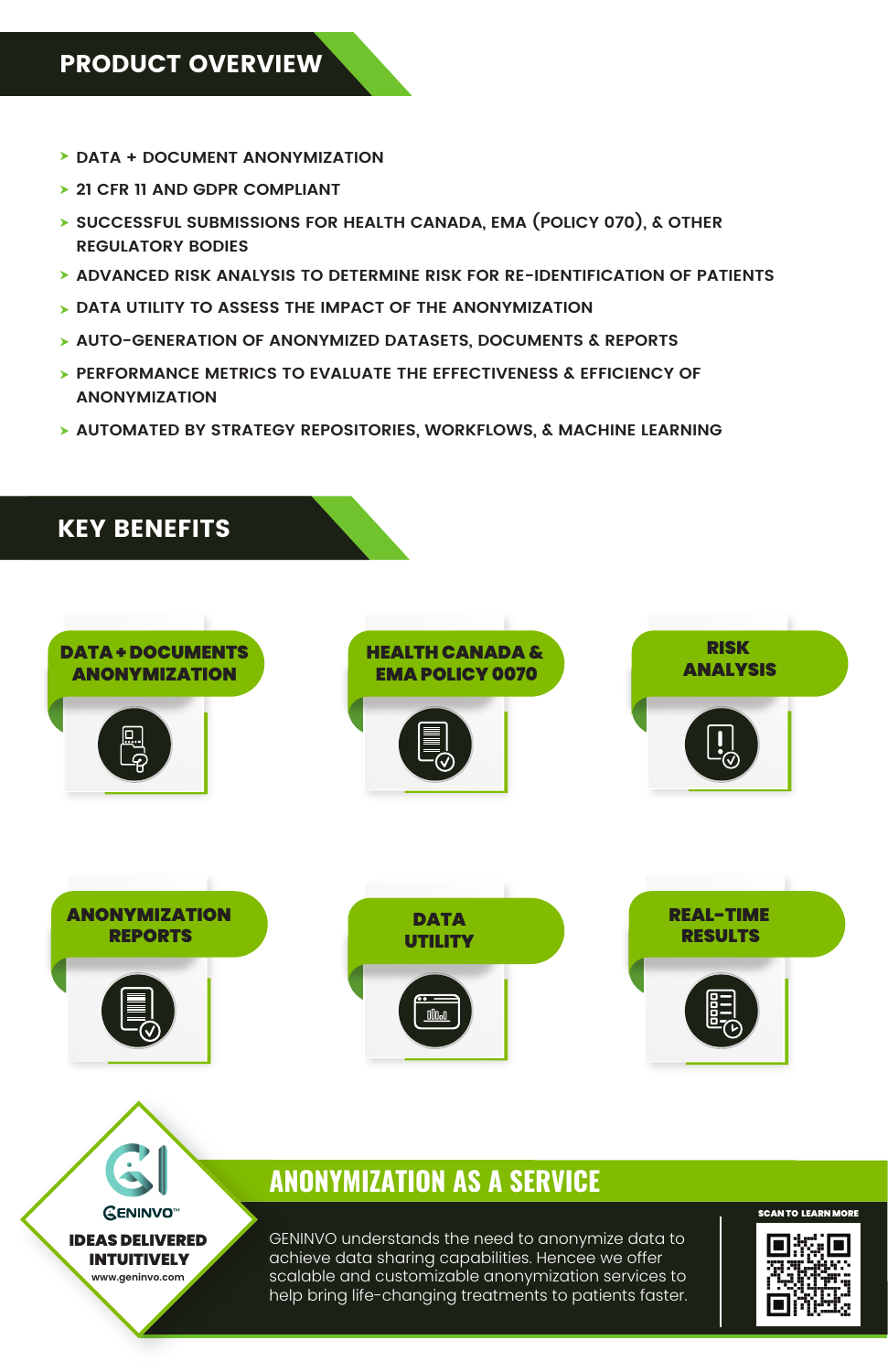## PRODUCT OVERVIEW

- DATA + DOCUMENT ANONYMIZATION
- 21 CFR 11 AND GDPR COMPLIANT
- SUCCESSFUL SUBMISSIONS FOR HEALTH CANADA, EMA (POLICY 070), & OTHER REGULATORY BODIES
- ADVANCED RISK ANALYSIS TO DETERMINE RISK FOR RE-IDENTIFICATION OF PATIENTS
- DATA UTILITY TO ASSESS THE IMPACT OF THE ANONYMIZATION
- AUTO-GENERATION OF ANONYMIZED DATASETS, DOCUMENTS & REPORTS
- PERFORMANCE METRICS TO EVALUATE THE EFFECTIVENESS & EFFICIENCY OF ANONYMIZATION
- AUTOMATED BY STRATEGY REPOSITORIES, WORKFLOWS, & MACHINE LEARNING

## KEY BENEFITS

- DATA + DOCUMENTS ANONYMIZATION
- HEALTH CANADA & EMA POLICY 0070
- RISK ANALYSIS
- ANONYMIZATION REPORTS
- DATA UTILITY
- REAL-TIME RESULTS

GENINVO™

IDEAS DELIVERED INTUITIVELY

www.geninvo.com

## ANONYMIZATION AS A SERVICE

GENINVO understands the need to anonymize data to achieve data sharing capabilities. Hencee we offer scalable and customizable anonymization services to help bring life-changing treatments to patients faster.

SCAN TO LEARN MORE